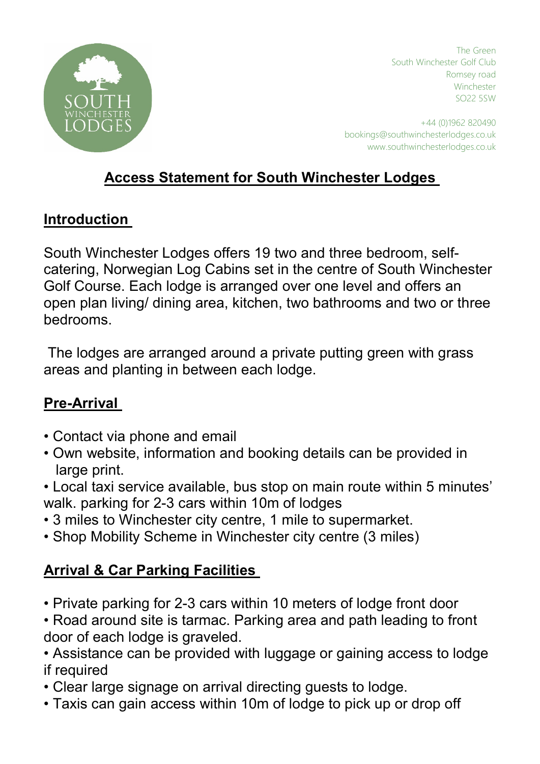The Green
South Winchester Golf Club
Romsey road
Winchester
SO22 5SW

+44 (0)1962 820490
bookings@southwinchesterlodges.co.uk
www.southwinchesterlodges.co.uk

# Access Statement for South Winchester Lodges

## Introduction

South Winchester Lodges offers 19 two and three bedroom, self-catering, Norwegian Log Cabins set in the centre of South Winchester Golf Course. Each lodge is arranged over one level and offers an open plan living/ dining area, kitchen, two bathrooms and two or three bedrooms.

The lodges are arranged around a private putting green with grass areas and planting in between each lodge.

## Pre-Arrival

- Contact via phone and email
- Own website, information and booking details can be provided in large print.
- Local taxi service available, bus stop on main route within 5 minutes' walk. parking for 2-3 cars within 10m of lodges
- 3 miles to Winchester city centre, 1 mile to supermarket.
- Shop Mobility Scheme in Winchester city centre (3 miles)

## Arrival & Car Parking Facilities

- Private parking for 2-3 cars within 10 meters of lodge front door
- Road around site is tarmac. Parking area and path leading to front door of each lodge is graveled.
- Assistance can be provided with luggage or gaining access to lodge if required
- Clear large signage on arrival directing guests to lodge.
- Taxis can gain access within 10m of lodge to pick up or drop off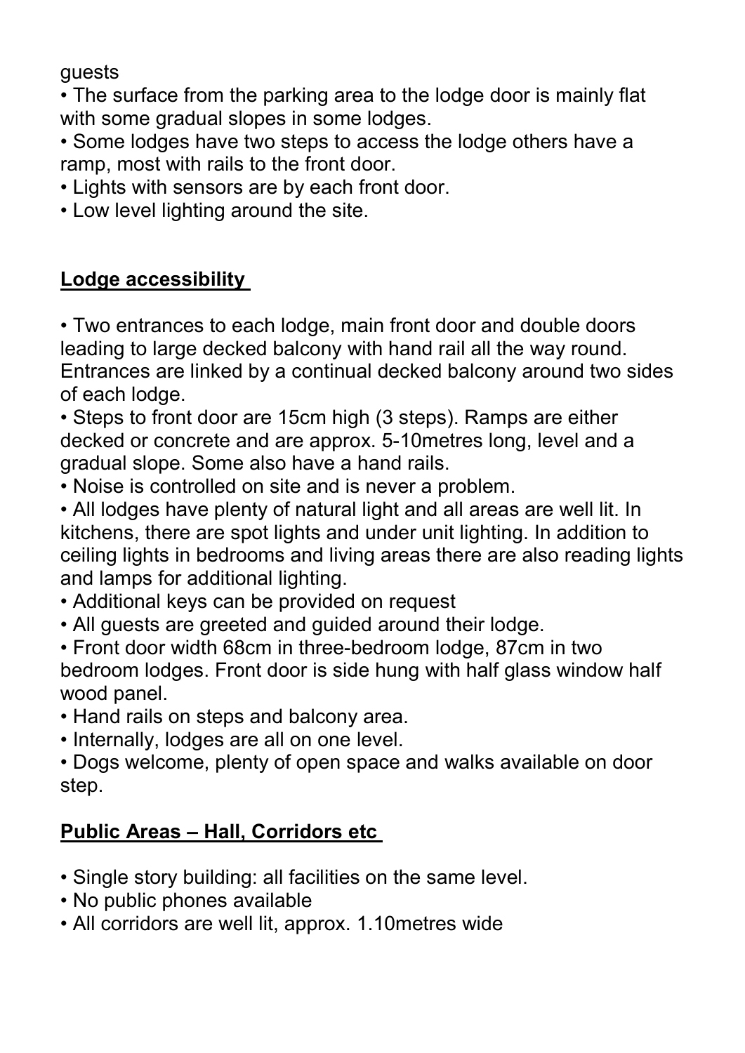guests

- The surface from the parking area to the lodge door is mainly flat with some gradual slopes in some lodges.
- Some lodges have two steps to access the lodge others have a ramp, most with rails to the front door.
- Lights with sensors are by each front door.
- Low level lighting around the site.

## Lodge accessibility

- Two entrances to each lodge, main front door and double doors leading to large decked balcony with hand rail all the way round. Entrances are linked by a continual decked balcony around two sides of each lodge.
- Steps to front door are 15cm high (3 steps). Ramps are either decked or concrete and are approx. 5-10metres long, level and a gradual slope. Some also have a hand rails.
- Noise is controlled on site and is never a problem.
- All lodges have plenty of natural light and all areas are well lit. In kitchens, there are spot lights and under unit lighting. In addition to ceiling lights in bedrooms and living areas there are also reading lights and lamps for additional lighting.
- Additional keys can be provided on request
- All guests are greeted and guided around their lodge.
- Front door width 68cm in three-bedroom lodge, 87cm in two bedroom lodges. Front door is side hung with half glass window half wood panel.
- Hand rails on steps and balcony area.
- Internally, lodges are all on one level.
- Dogs welcome, plenty of open space and walks available on door step.

## Public Areas – Hall, Corridors etc

- Single story building: all facilities on the same level.
- No public phones available
- All corridors are well lit, approx. 1.10metres wide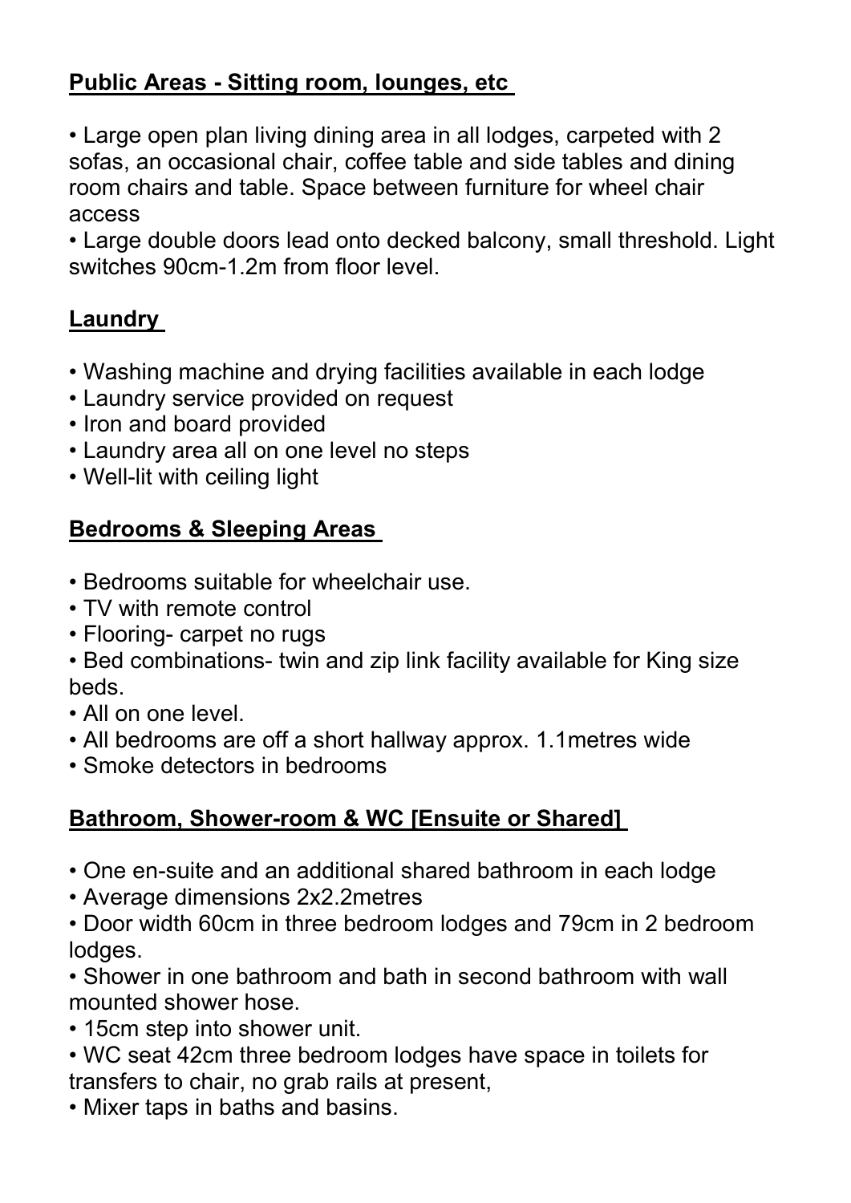## Public Areas - Sitting room, lounges, etc

- Large open plan living dining area in all lodges, carpeted with 2 sofas, an occasional chair, coffee table and side tables and dining room chairs and table. Space between furniture for wheel chair access
- Large double doors lead onto decked balcony, small threshold. Light switches 90cm-1.2m from floor level.

## Laundry

- Washing machine and drying facilities available in each lodge
- Laundry service provided on request
- Iron and board provided
- Laundry area all on one level no steps
- Well-lit with ceiling light

## Bedrooms & Sleeping Areas

- Bedrooms suitable for wheelchair use.
- TV with remote control
- Flooring- carpet no rugs
- Bed combinations- twin and zip link facility available for King size beds.
- All on one level.
- All bedrooms are off a short hallway approx. 1.1metres wide
- Smoke detectors in bedrooms

## Bathroom, Shower-room & WC [Ensuite or Shared]

- One en-suite and an additional shared bathroom in each lodge
- Average dimensions 2x2.2metres
- Door width 60cm in three bedroom lodges and 79cm in 2 bedroom lodges.
- Shower in one bathroom and bath in second bathroom with wall mounted shower hose.
- 15cm step into shower unit.
- WC seat 42cm three bedroom lodges have space in toilets for transfers to chair, no grab rails at present,
- Mixer taps in baths and basins.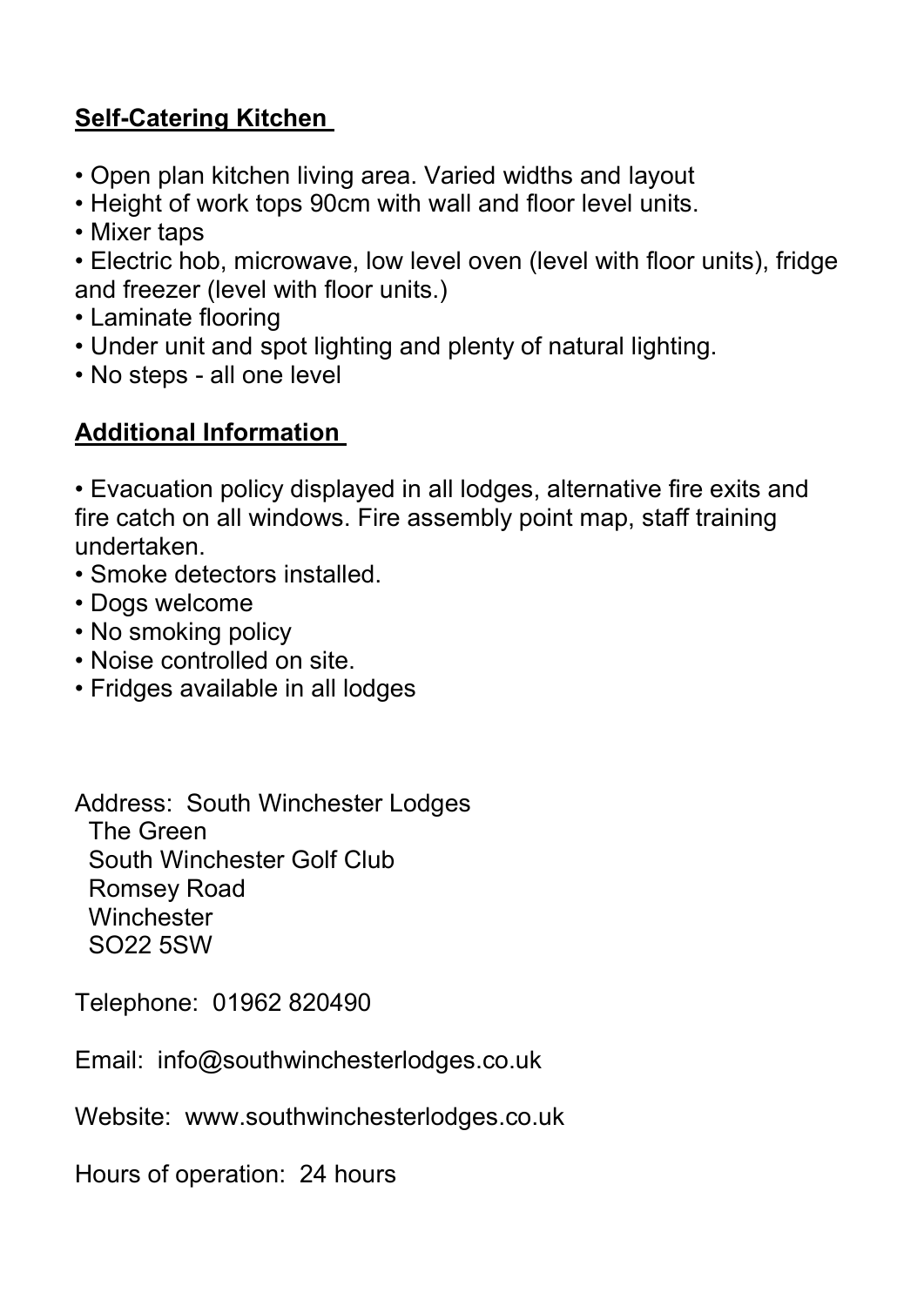## Self-Catering Kitchen

- Open plan kitchen living area. Varied widths and layout
- Height of work tops 90cm with wall and floor level units.
- Mixer taps
- Electric hob, microwave, low level oven (level with floor units), fridge and freezer (level with floor units.)
- Laminate flooring
- Under unit and spot lighting and plenty of natural lighting.
- No steps - all one level

## Additional Information

- Evacuation policy displayed in all lodges, alternative fire exits and fire catch on all windows. Fire assembly point map, staff training undertaken.
- Smoke detectors installed.
- Dogs welcome
- No smoking policy
- Noise controlled on site.
- Fridges available in all lodges

Address: South Winchester Lodges
The Green
South Winchester Golf Club
Romsey Road
Winchester
SO22 5SW

Telephone: 01962 820490

Email: info@southwinchesterlodges.co.uk

Website: www.southwinchesterlodges.co.uk

Hours of operation: 24 hours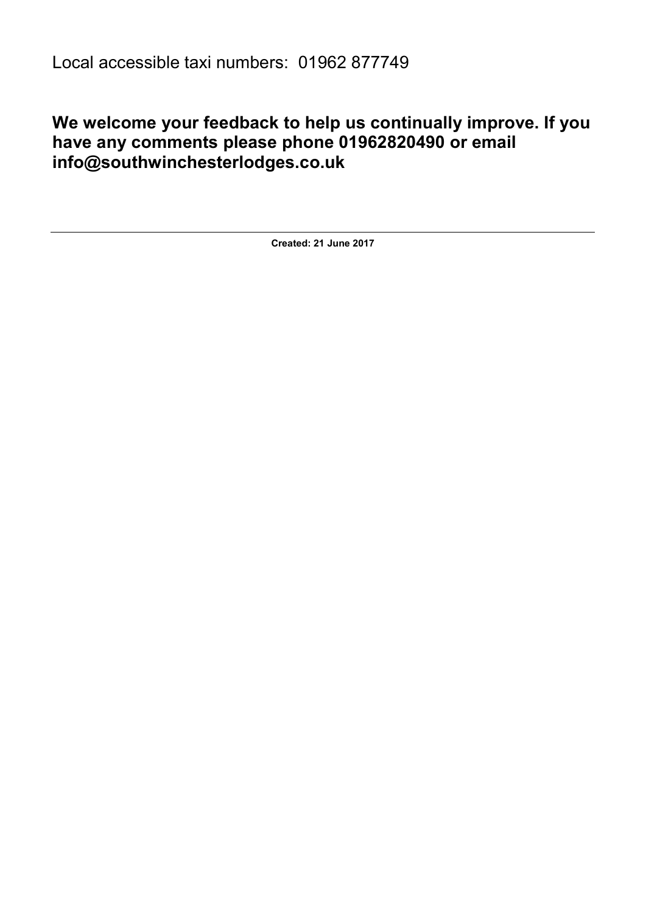Local accessible taxi numbers: 01962 877749

**We welcome your feedback to help us continually improve. If you have any comments please phone 01962820490 or email info@southwinchesterlodges.co.uk**

---

**Created: 21 June 2017**